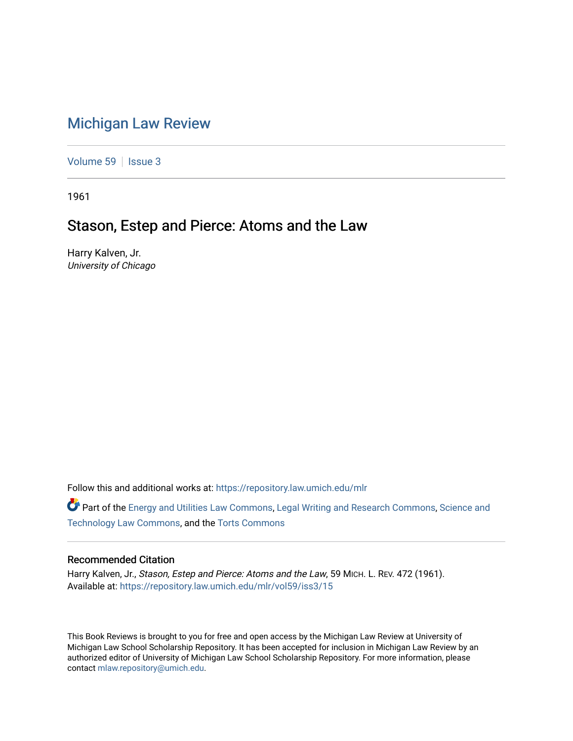# Michigan Law Review

Volume 59 | Issue 3

1961

## Stason, Estep and Pierce: Atoms and the Law

Harry Kalven, Jr.
*University of Chicago*

Follow this and additional works at: https://repository.law.umich.edu/mlr

Part of the Energy and Utilities Law Commons, Legal Writing and Research Commons, Science and Technology Law Commons, and the Torts Commons

### Recommended Citation

Harry Kalven, Jr., *Stason, Estep and Pierce: Atoms and the Law*, 59 MICH. L. REV. 472 (1961).
Available at: https://repository.law.umich.edu/mlr/vol59/iss3/15

This Book Reviews is brought to you for free and open access by the Michigan Law Review at University of Michigan Law School Scholarship Repository. It has been accepted for inclusion in Michigan Law Review by an authorized editor of University of Michigan Law School Scholarship Repository. For more information, please contact mlaw.repository@umich.edu.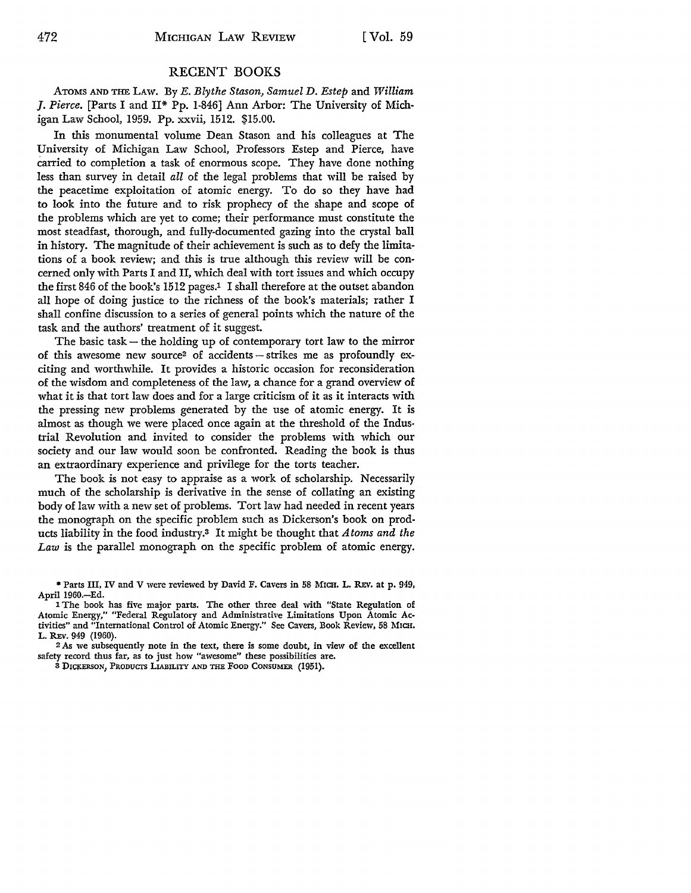## RECENT BOOKS

ATOMS AND THE LAW. By *E. Blythe Stason, Samuel D. Estep* and *William J. Pierce.* [Parts I and II* Pp. 1-846] Ann Arbor: The University of Michigan Law School, 1959. Pp. xxvii, 1512. $15.00.

In this monumental volume Dean Stason and his colleagues at The University of Michigan Law School, Professors Estep and Pierce, have carried to completion a task of enormous scope. They have done nothing less than survey in detail *all* of the legal problems that will be raised by the peacetime exploitation of atomic energy. To do so they have had to look into the future and to risk prophecy of the shape and scope of the problems which are yet to come; their performance must constitute the most steadfast, thorough, and fully-documented gazing into the crystal ball in history. The magnitude of their achievement is such as to defy the limitations of a book review; and this is true although this review will be concerned only with Parts I and II, which deal with tort issues and which occupy the first 846 of the book's 1512 pages.[1] I shall therefore at the outset abandon all hope of doing justice to the richness of the book's materials; rather I shall confine discussion to a series of general points which the nature of the task and the authors' treatment of it suggest.

The basic task — the holding up of contemporary tort law to the mirror of this awesome new source[2] of accidents — strikes me as profoundly exciting and worthwhile. It provides a historic occasion for reconsideration of the wisdom and completeness of the law, a chance for a grand overview of what it is that tort law does and for a large criticism of it as it interacts with the pressing new problems generated by the use of atomic energy. It is almost as though we were placed once again at the threshold of the Industrial Revolution and invited to consider the problems with which our society and our law would soon be confronted. Reading the book is thus an extraordinary experience and privilege for the torts teacher.

The book is not easy to appraise as a work of scholarship. Necessarily much of the scholarship is derivative in the sense of collating an existing body of law with a new set of problems. Tort law had needed in recent years the monograph on the specific problem such as Dickerson's book on products liability in the food industry.[3] It might be thought that *Atoms and the Law* is the parallel monograph on the specific problem of atomic energy.

---

\* Parts III, IV and V were reviewed by David F. Cavers in 58 MICH. L. REV. at p. 949, April 1960.—Ed.

1 The book has five major parts. The other three deal with "State Regulation of Atomic Energy," "Federal Regulatory and Administrative Limitations Upon Atomic Activities" and "International Control of Atomic Energy." See Cavers, Book Review, 58 MICH. L. REV. 949 (1960).

2 As we subsequently note in the text, there is some doubt, in view of the excellent safety record thus far, as to just how "awesome" these possibilities are.

3 DICKERSON, PRODUCTS LIABILITY AND THE FOOD CONSUMER (1951).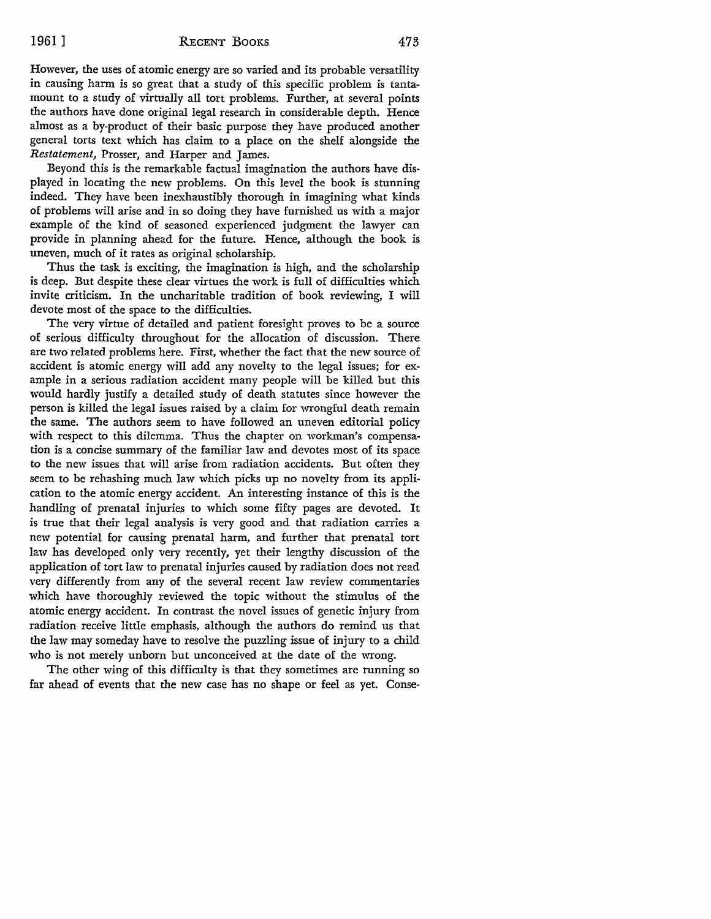However, the uses of atomic energy are so varied and its probable versatility in causing harm is so great that a study of this specific problem is tantamount to a study of virtually all tort problems. Further, at several points the authors have done original legal research in considerable depth. Hence almost as a by-product of their basic purpose they have produced another general torts text which has claim to a place on the shelf alongside the *Restatement*, Prosser, and Harper and James.

Beyond this is the remarkable factual imagination the authors have displayed in locating the new problems. On this level the book is stunning indeed. They have been inexhaustibly thorough in imagining what kinds of problems will arise and in so doing they have furnished us with a major example of the kind of seasoned experienced judgment the lawyer can provide in planning ahead for the future. Hence, although the book is uneven, much of it rates as original scholarship.

Thus the task is exciting, the imagination is high, and the scholarship is deep. But despite these clear virtues the work is full of difficulties which invite criticism. In the uncharitable tradition of book reviewing, I will devote most of the space to the difficulties.

The very virtue of detailed and patient foresight proves to be a source of serious difficulty throughout for the allocation of discussion. There are two related problems here. First, whether the fact that the new source of accident is atomic energy will add any novelty to the legal issues; for example in a serious radiation accident many people will be killed but this would hardly justify a detailed study of death statutes since however the person is killed the legal issues raised by a claim for wrongful death remain the same. The authors seem to have followed an uneven editorial policy with respect to this dilemma. Thus the chapter on workman's compensation is a concise summary of the familiar law and devotes most of its space to the new issues that will arise from radiation accidents. But often they seem to be rehashing much law which picks up no novelty from its application to the atomic energy accident. An interesting instance of this is the handling of prenatal injuries to which some fifty pages are devoted. It is true that their legal analysis is very good and that radiation carries a new potential for causing prenatal harm, and further that prenatal tort law has developed only very recently, yet their lengthy discussion of the application of tort law to prenatal injuries caused by radiation does not read very differently from any of the several recent law review commentaries which have thoroughly reviewed the topic without the stimulus of the atomic energy accident. In contrast the novel issues of genetic injury from radiation receive little emphasis, although the authors do remind us that the law may someday have to resolve the puzzling issue of injury to a child who is not merely unborn but unconceived at the date of the wrong.

The other wing of this difficulty is that they sometimes are running so far ahead of events that the new case has no shape or feel as yet. Conse-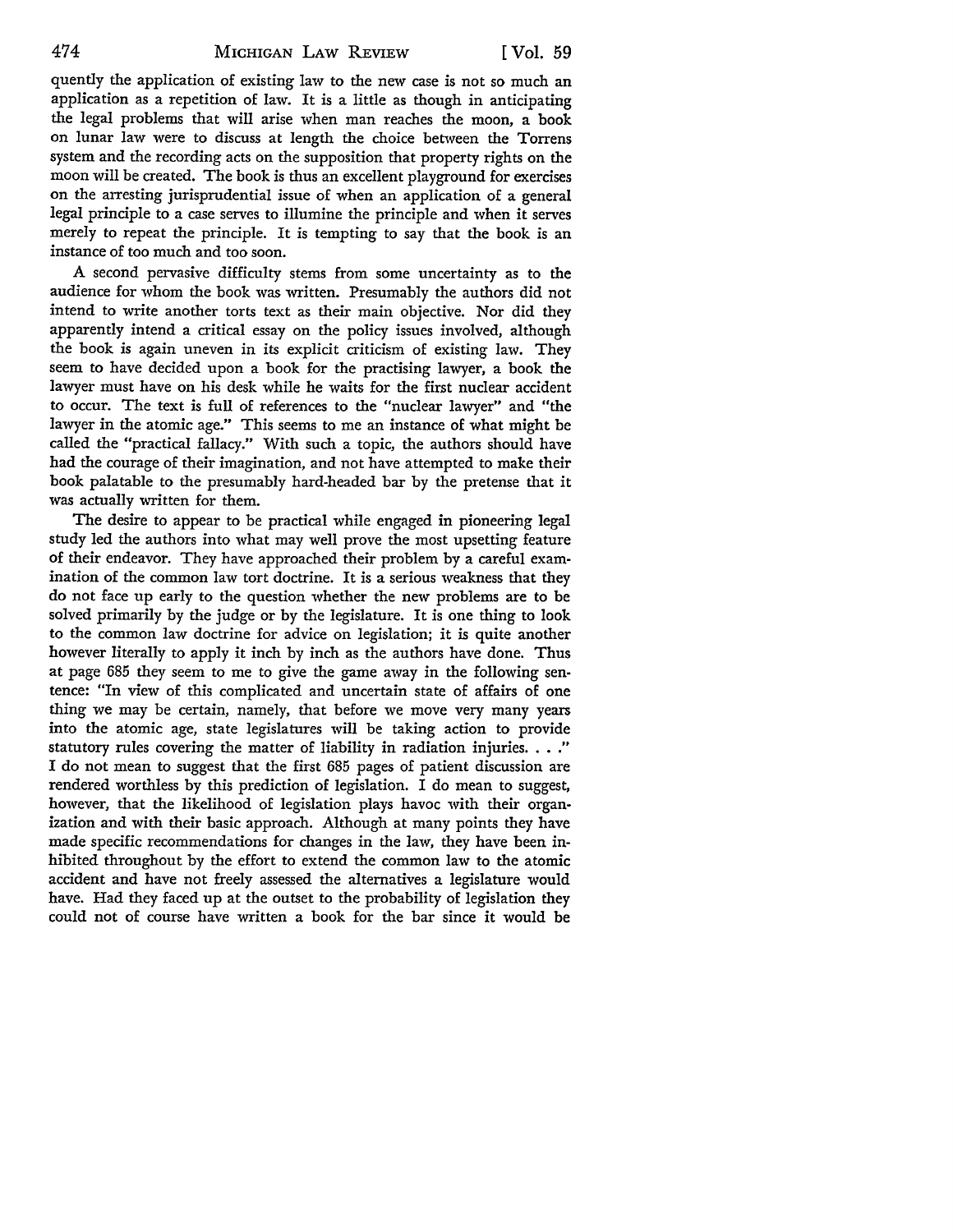quently the application of existing law to the new case is not so much an application as a repetition of law. It is a little as though in anticipating the legal problems that will arise when man reaches the moon, a book on lunar law were to discuss at length the choice between the Torrens system and the recording acts on the supposition that property rights on the moon will be created. The book is thus an excellent playground for exercises on the arresting jurisprudential issue of when an application of a general legal principle to a case serves to illumine the principle and when it serves merely to repeat the principle. It is tempting to say that the book is an instance of too much and too soon.

A second pervasive difficulty stems from some uncertainty as to the audience for whom the book was written. Presumably the authors did not intend to write another torts text as their main objective. Nor did they apparently intend a critical essay on the policy issues involved, although the book is again uneven in its explicit criticism of existing law. They seem to have decided upon a book for the practising lawyer, a book the lawyer must have on his desk while he waits for the first nuclear accident to occur. The text is full of references to the "nuclear lawyer" and "the lawyer in the atomic age." This seems to me an instance of what might be called the "practical fallacy." With such a topic, the authors should have had the courage of their imagination, and not have attempted to make their book palatable to the presumably hard-headed bar by the pretense that it was actually written for them.

The desire to appear to be practical while engaged in pioneering legal study led the authors into what may well prove the most upsetting feature of their endeavor. They have approached their problem by a careful examination of the common law tort doctrine. It is a serious weakness that they do not face up early to the question whether the new problems are to be solved primarily by the judge or by the legislature. It is one thing to look to the common law doctrine for advice on legislation; it is quite another however literally to apply it inch by inch as the authors have done. Thus at page 685 they seem to me to give the game away in the following sentence: "In view of this complicated and uncertain state of affairs of one thing we may be certain, namely, that before we move very many years into the atomic age, state legislatures will be taking action to provide statutory rules covering the matter of liability in radiation injuries. . . ." I do not mean to suggest that the first 685 pages of patient discussion are rendered worthless by this prediction of legislation. I do mean to suggest, however, that the likelihood of legislation plays havoc with their organization and with their basic approach. Although at many points they have made specific recommendations for changes in the law, they have been inhibited throughout by the effort to extend the common law to the atomic accident and have not freely assessed the alternatives a legislature would have. Had they faced up at the outset to the probability of legislation they could not of course have written a book for the bar since it would be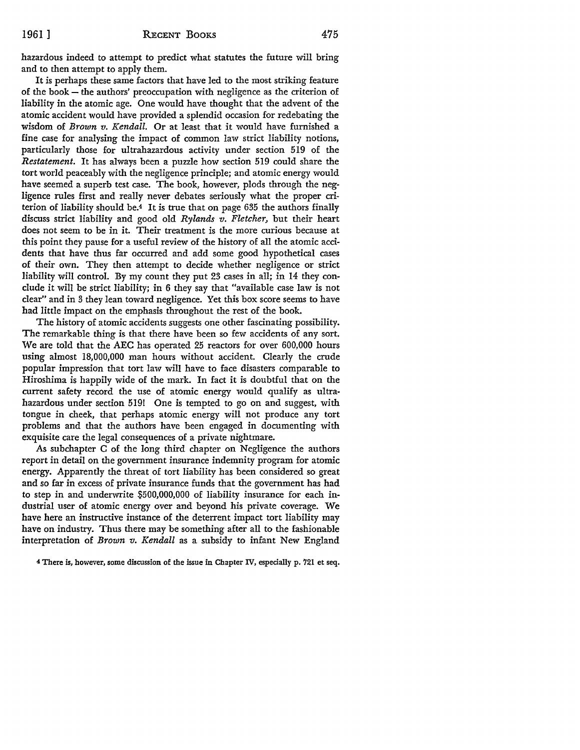hazardous indeed to attempt to predict what statutes the future will bring and to then attempt to apply them.

It is perhaps these same factors that have led to the most striking feature of the book — the authors' preoccupation with negligence as the criterion of liability in the atomic age. One would have thought that the advent of the atomic accident would have provided a splendid occasion for redebating the wisdom of *Brown v. Kendall.* Or at least that it would have furnished a fine case for analysing the impact of common law strict liability notions, particularly those for ultrahazardous activity under section 519 of the *Restatement.* It has always been a puzzle how section 519 could share the tort world peaceably with the negligence principle; and atomic energy would have seemed a superb test case. The book, however, plods through the negligence rules first and really never debates seriously what the proper criterion of liability should be.[4] It is true that on page 635 the authors finally discuss strict liability and good old *Rylands v. Fletcher,* but their heart does not seem to be in it. Their treatment is the more curious because at this point they pause for a useful review of the history of all the atomic accidents that have thus far occurred and add some good hypothetical cases of their own. They then attempt to decide whether negligence or strict liability will control. By my count they put 23 cases in all; in 14 they conclude it will be strict liability; in 6 they say that "available case law is not clear" and in 3 they lean toward negligence. Yet this box score seems to have had little impact on the emphasis throughout the rest of the book.

The history of atomic accidents suggests one other fascinating possibility. The remarkable thing is that there have been so few accidents of any sort. We are told that the AEC has operated 25 reactors for over 600,000 hours using almost 18,000,000 man hours without accident. Clearly the crude popular impression that tort law will have to face disasters comparable to Hiroshima is happily wide of the mark. In fact it is doubtful that on the current safety record the use of atomic energy would qualify as ultrahazardous under section 519! One is tempted to go on and suggest, with tongue in cheek, that perhaps atomic energy will not produce any tort problems and that the authors have been engaged in documenting with exquisite care the legal consequences of a private nightmare.

As subchapter C of the long third chapter on Negligence the authors report in detail on the government insurance indemnity program for atomic energy. Apparently the threat of tort liability has been considered so great and so far in excess of private insurance funds that the government has had to step in and underwrite $500,000,000 of liability insurance for each industrial user of atomic energy over and beyond his private coverage. We have here an instructive instance of the deterrent impact tort liability may have on industry. Thus there may be something after all to the fashionable interpretation of *Brown v. Kendall* as a subsidy to infant New England

[4] There is, however, some discussion of the issue in Chapter IV, especially p. 721 et seq.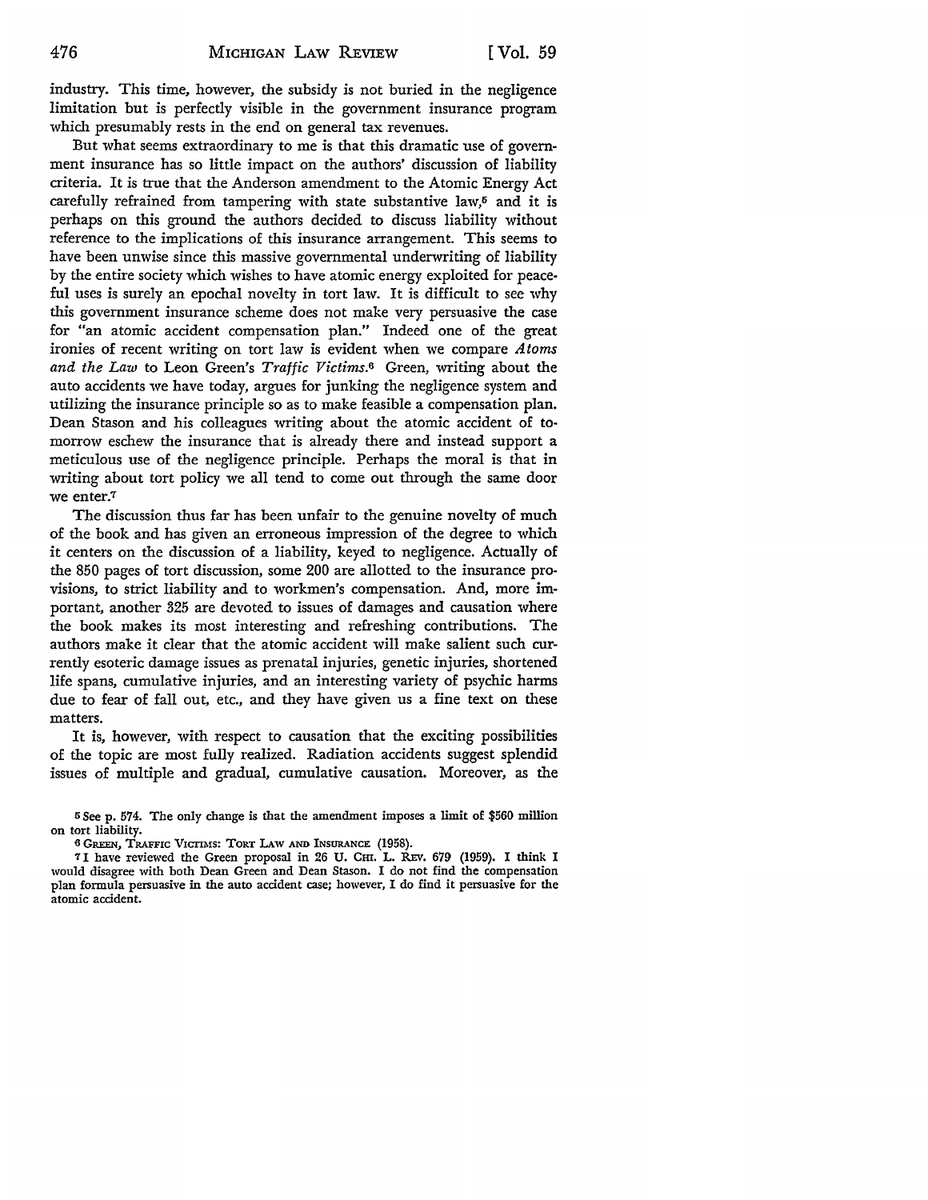industry. This time, however, the subsidy is not buried in the negligence limitation but is perfectly visible in the government insurance program which presumably rests in the end on general tax revenues.

But what seems extraordinary to me is that this dramatic use of government insurance has so little impact on the authors' discussion of liability criteria. It is true that the Anderson amendment to the Atomic Energy Act carefully refrained from tampering with state substantive law,[5] and it is perhaps on this ground the authors decided to discuss liability without reference to the implications of this insurance arrangement. This seems to have been unwise since this massive governmental underwriting of liability by the entire society which wishes to have atomic energy exploited for peaceful uses is surely an epochal novelty in tort law. It is difficult to see why this government insurance scheme does not make very persuasive the case for "an atomic accident compensation plan." Indeed one of the great ironies of recent writing on tort law is evident when we compare *Atoms and the Law* to Leon Green's *Traffic Victims*.[6] Green, writing about the auto accidents we have today, argues for junking the negligence system and utilizing the insurance principle so as to make feasible a compensation plan. Dean Stason and his colleagues writing about the atomic accident of tomorrow eschew the insurance that is already there and instead support a meticulous use of the negligence principle. Perhaps the moral is that in writing about tort policy we all tend to come out through the same door we enter.[7]

The discussion thus far has been unfair to the genuine novelty of much of the book and has given an erroneous impression of the degree to which it centers on the discussion of a liability, keyed to negligence. Actually of the 850 pages of tort discussion, some 200 are allotted to the insurance provisions, to strict liability and to workmen's compensation. And, more important, another 325 are devoted to issues of damages and causation where the book makes its most interesting and refreshing contributions. The authors make it clear that the atomic accident will make salient such currently esoteric damage issues as prenatal injuries, genetic injuries, shortened life spans, cumulative injuries, and an interesting variety of psychic harms due to fear of fall out, etc., and they have given us a fine text on these matters.

It is, however, with respect to causation that the exciting possibilities of the topic are most fully realized. Radiation accidents suggest splendid issues of multiple and gradual, cumulative causation. Moreover, as the

---

[5] See p. 574. The only change is that the amendment imposes a limit of $560 million on tort liability.

[6] GREEN, TRAFFIC VICTIMS: TORT LAW AND INSURANCE (1958).

[7] I have reviewed the Green proposal in 26 U. CHI. L. REV. 679 (1959). I think I would disagree with both Dean Green and Dean Stason. I do not find the compensation plan formula persuasive in the auto accident case; however, I do find it persuasive for the atomic accident.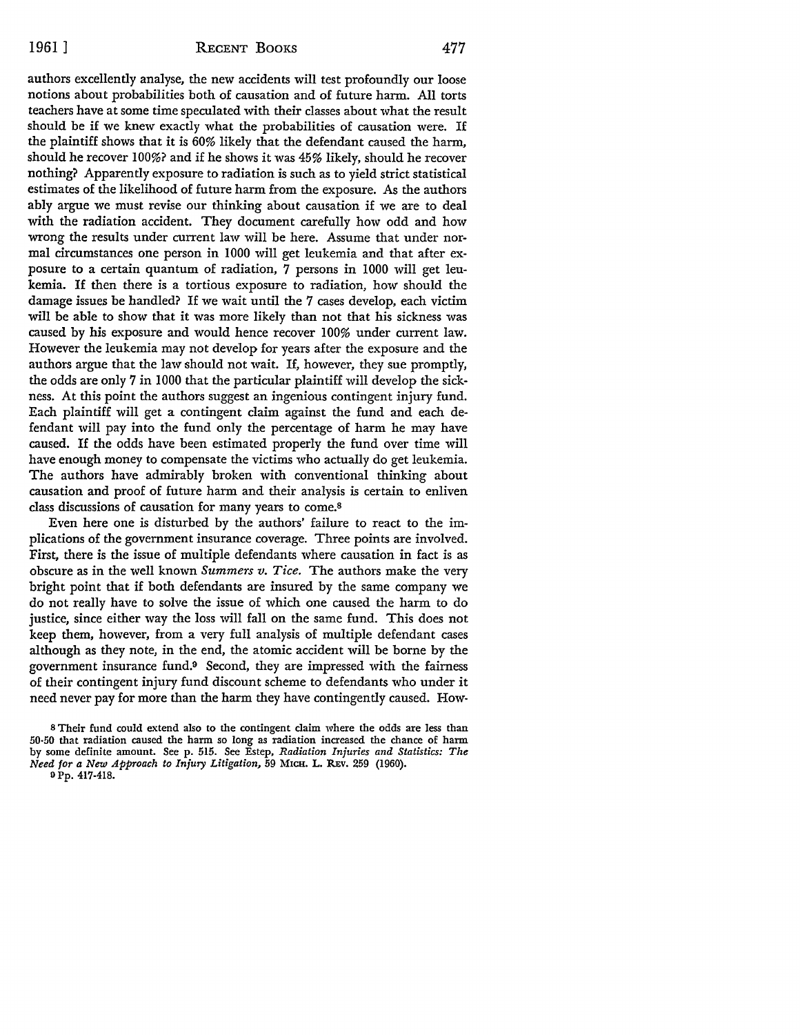authors excellently analyse, the new accidents will test profoundly our loose notions about probabilities both of causation and of future harm. All torts teachers have at some time speculated with their classes about what the result should be if we knew exactly what the probabilities of causation were. If the plaintiff shows that it is 60% likely that the defendant caused the harm, should he recover 100%? and if he shows it was 45% likely, should he recover nothing? Apparently exposure to radiation is such as to yield strict statistical estimates of the likelihood of future harm from the exposure. As the authors ably argue we must revise our thinking about causation if we are to deal with the radiation accident. They document carefully how odd and how wrong the results under current law will be here. Assume that under normal circumstances one person in 1000 will get leukemia and that after exposure to a certain quantum of radiation, 7 persons in 1000 will get leukemia. If then there is a tortious exposure to radiation, how should the damage issues be handled? If we wait until the 7 cases develop, each victim will be able to show that it was more likely than not that his sickness was caused by his exposure and would hence recover 100% under current law. However the leukemia may not develop for years after the exposure and the authors argue that the law should not wait. If, however, they sue promptly, the odds are only 7 in 1000 that the particular plaintiff will develop the sickness. At this point the authors suggest an ingenious contingent injury fund. Each plaintiff will get a contingent claim against the fund and each defendant will pay into the fund only the percentage of harm he may have caused. If the odds have been estimated properly the fund over time will have enough money to compensate the victims who actually do get leukemia. The authors have admirably broken with conventional thinking about causation and proof of future harm and their analysis is certain to enliven class discussions of causation for many years to come.[8]

Even here one is disturbed by the authors' failure to react to the implications of the government insurance coverage. Three points are involved. First, there is the issue of multiple defendants where causation in fact is as obscure as in the well known *Summers v. Tice.* The authors make the very bright point that if both defendants are insured by the same company we do not really have to solve the issue of which one caused the harm to do justice, since either way the loss will fall on the same fund. This does not keep them, however, from a very full analysis of multiple defendant cases although as they note, in the end, the atomic accident will be borne by the government insurance fund.[9] Second, they are impressed with the fairness of their contingent injury fund discount scheme to defendants who under it need never pay for more than the harm they have contingently caused. How-

[8] Their fund could extend also to the contingent claim where the odds are less than 50-50 that radiation caused the harm so long as radiation increased the chance of harm by some definite amount. See p. 515. See Estep, *Radiation Injuries and Statistics: The Need for a New Approach to Injury Litigation,* 59 MICH. L. REV. 259 (1960).

[9] Pp. 417-418.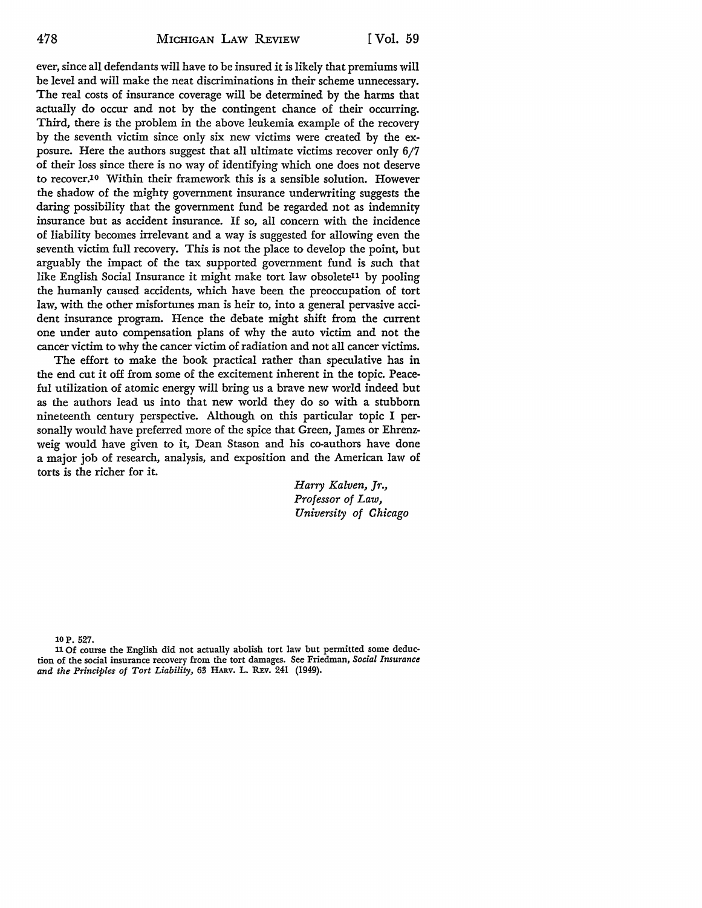ever, since all defendants will have to be insured it is likely that premiums will be level and will make the neat discriminations in their scheme unnecessary. The real costs of insurance coverage will be determined by the harms that actually do occur and not by the contingent chance of their occurring. Third, there is the problem in the above leukemia example of the recovery by the seventh victim since only six new victims were created by the exposure. Here the authors suggest that all ultimate victims recover only 6/7 of their loss since there is no way of identifying which one does not deserve to recover.[10] Within their framework this is a sensible solution. However the shadow of the mighty government insurance underwriting suggests the daring possibility that the government fund be regarded not as indemnity insurance but as accident insurance. If so, all concern with the incidence of liability becomes irrelevant and a way is suggested for allowing even the seventh victim full recovery. This is not the place to develop the point, but arguably the impact of the tax supported government fund is such that like English Social Insurance it might make tort law obsolete[11] by pooling the humanly caused accidents, which have been the preoccupation of tort law, with the other misfortunes man is heir to, into a general pervasive accident insurance program. Hence the debate might shift from the current one under auto compensation plans of why the auto victim and not the cancer victim to why the cancer victim of radiation and not all cancer victims.

The effort to make the book practical rather than speculative has in the end cut it off from some of the excitement inherent in the topic. Peaceful utilization of atomic energy will bring us a brave new world indeed but as the authors lead us into that new world they do so with a stubborn nineteenth century perspective. Although on this particular topic I personally would have preferred more of the spice that Green, James or Ehrenzweig would have given to it, Dean Stason and his co-authors have done a major job of research, analysis, and exposition and the American law of torts is the richer for it.

*Harry Kalven, Jr.,*
*Professor of Law,*
*University of Chicago*

---

[10] P. 527.

[11] Of course the English did not actually abolish tort law but permitted some deduction of the social insurance recovery from the tort damages. See Friedman, *Social Insurance and the Principles of Tort Liability*, 63 HARV. L. REV. 241 (1949).